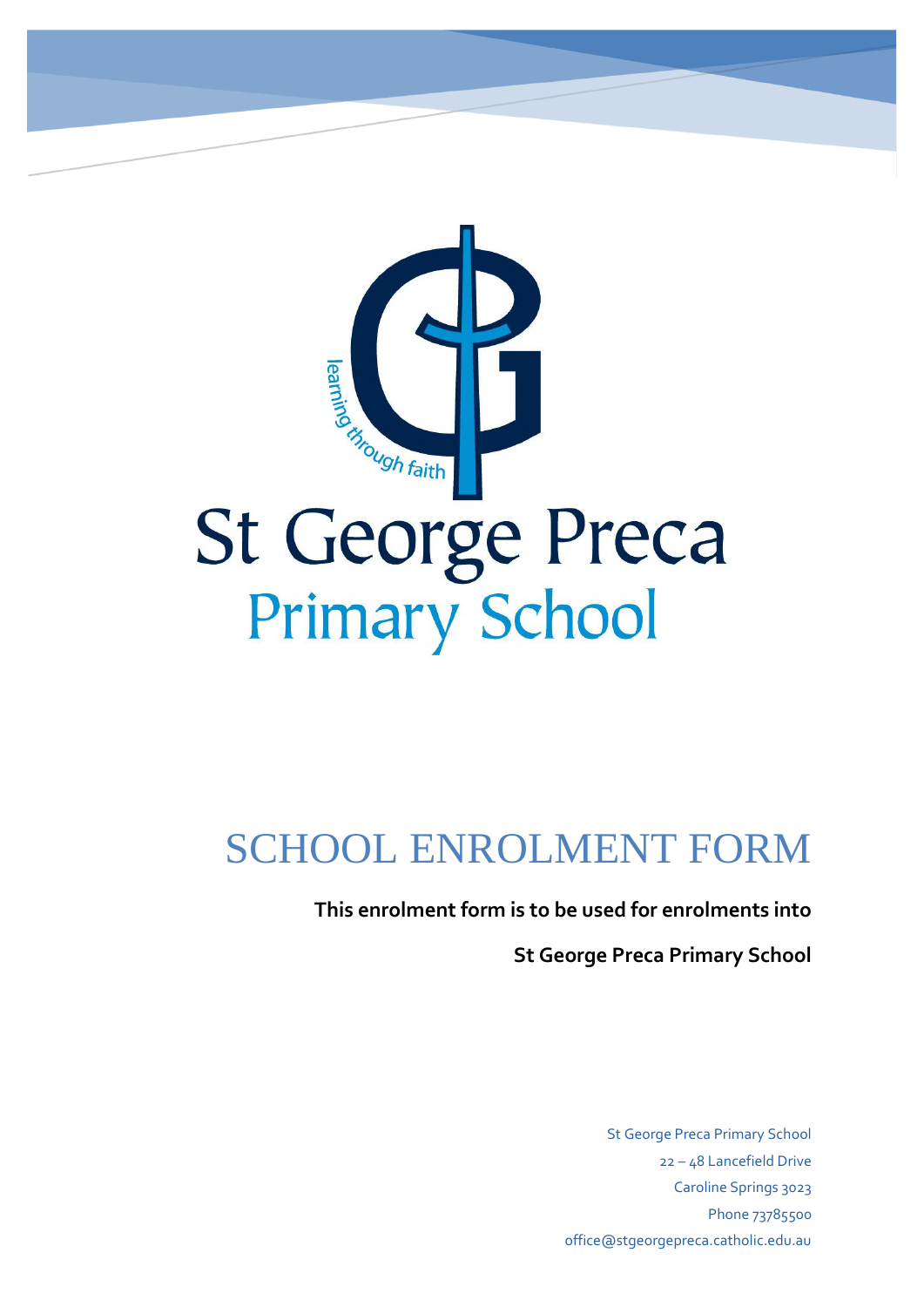learning through faith

St George Preca
Primary School

# SCHOOL ENROLMENT FORM

**This enrolment form is to be used for enrolments into**

**St George Preca Primary School**

St George Preca Primary School
22 – 48 Lancefield Drive
Caroline Springs 3023
Phone 73785500
office@stgeorgepreca.catholic.edu.au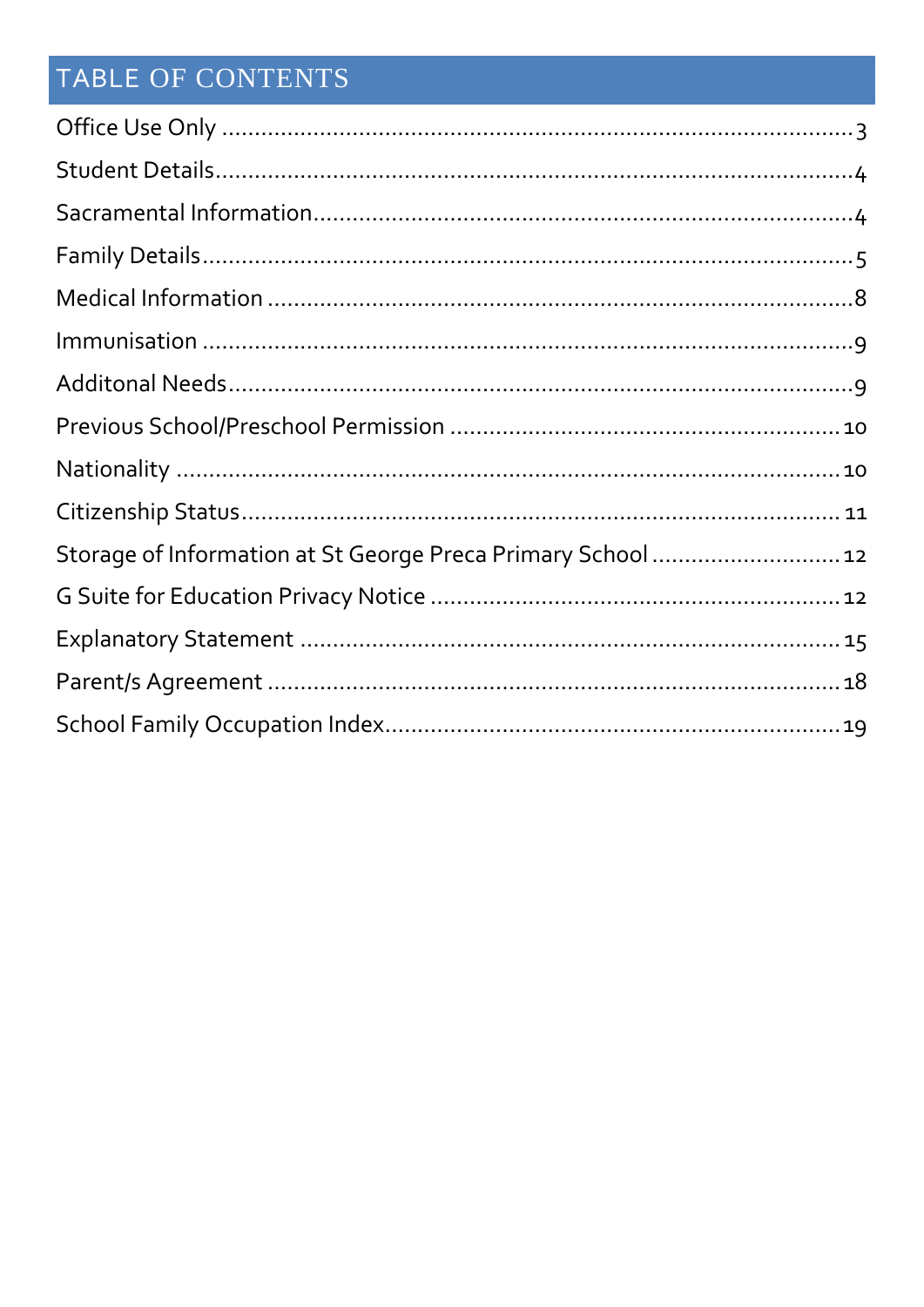# TABLE OF CONTENTS

Office Use Only ........................................................................................ 3
Student Details........................................................................................ 4
Sacramental Information........................................................................ 4
Family Details........................................................................................... 5
Medical Information ................................................................................ 8
Immunisation ........................................................................................... 9
Additonal Needs....................................................................................... 9
Previous School/Preschool Permission ................................................ 10
Nationality ............................................................................................... 10
Citizenship Status.................................................................................... 11
Storage of Information at St George Preca Primary School ................ 12
G Suite for Education Privacy Notice .................................................... 12
Explanatory Statement ........................................................................... 15
Parent/s Agreement ................................................................................ 18
School Family Occupation Index........................................................... 19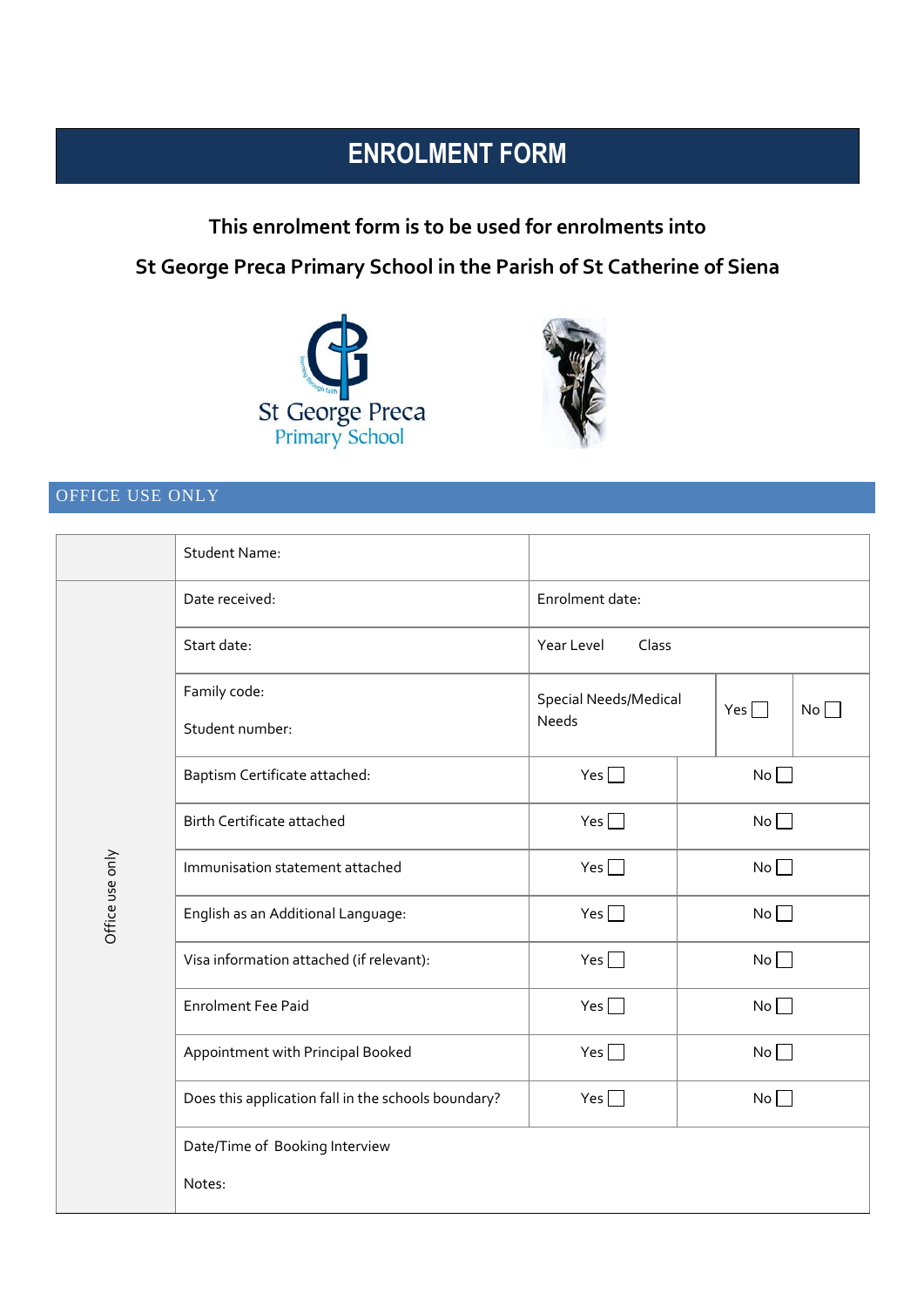# ENROLMENT FORM

**This enrolment form is to be used for enrolments into**

**St George Preca Primary School in the Parish of St Catherine of Siena**

St George Preca
Primary School

## OFFICE USE ONLY

| | | | | |
|---|---|---|---|---|
| | Student Name: | | | |
| Office use only | Date received: | Enrolment date: | | |
| | Start date: | Year Level Class | | |
| | Family code:<br>Student number: | Special Needs/Medical Needs | Yes ☐ | No ☐ |
| | Baptism Certificate attached: | Yes ☐ | No ☐ | |
| | Birth Certificate attached | Yes ☐ | No ☐ | |
| | Immunisation statement attached | Yes ☐ | No ☐ | |
| | English as an Additional Language: | Yes ☐ | No ☐ | |
| | Visa information attached (if relevant): | Yes ☐ | No ☐ | |
| | Enrolment Fee Paid | Yes ☐ | No ☐ | |
| | Appointment with Principal Booked | Yes ☐ | No ☐ | |
| | Does this application fall in the schools boundary? | Yes ☐ | No ☐ | |
| | Date/Time of Booking Interview<br>Notes: | | | |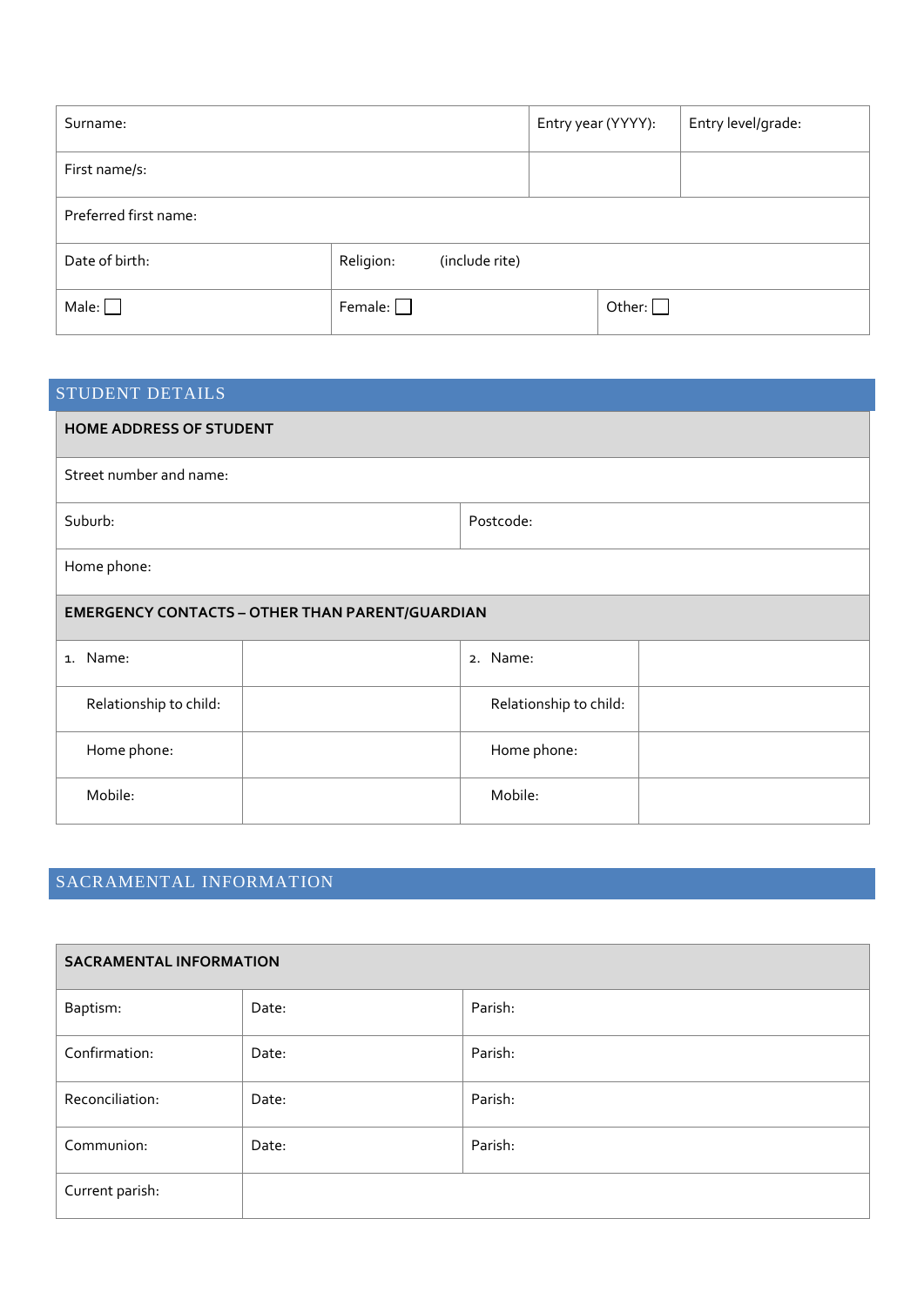| Surname: | | Entry year (YYYY): | Entry level/grade: |
|---|---|---|---|
| First name/s: | | | |
| Preferred first name: | | | |
| Date of birth: | Religion: (include rite) | | |
| Male: ☐ | Female: ☐ | Other: ☐ | |

## STUDENT DETAILS

| **HOME ADDRESS OF STUDENT** | |
|---|---|
| Street number and name: | |
| Suburb: | Postcode: |
| Home phone: | |

| **EMERGENCY CONTACTS – OTHER THAN PARENT/GUARDIAN** | | | |
|---|---|---|---|
| 1. Name: | | 2. Name: | |
| Relationship to child: | | Relationship to child: | |
| Home phone: | | Home phone: | |
| Mobile: | | Mobile: | |

## SACRAMENTAL INFORMATION

| **SACRAMENTAL INFORMATION** | | |
|---|---|---|
| Baptism: | Date: | Parish: |
| Confirmation: | Date: | Parish: |
| Reconciliation: | Date: | Parish: |
| Communion: | Date: | Parish: |
| Current parish: | | |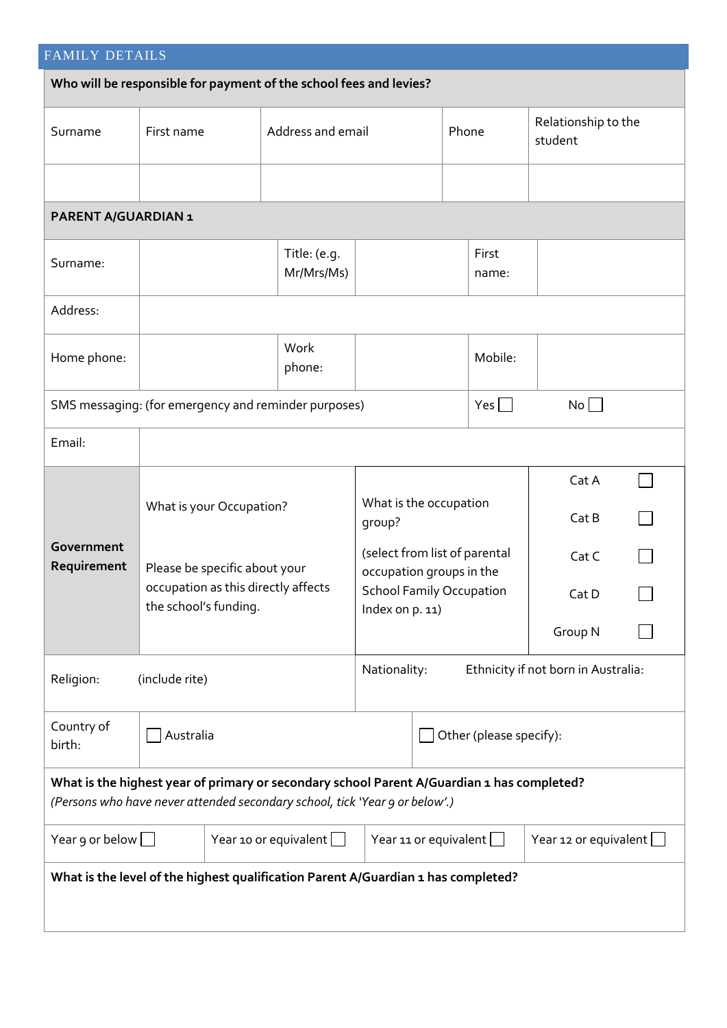## FAMILY DETAILS

**Who will be responsible for payment of the school fees and levies?**

| Surname | First name | Address and email | Phone | Relationship to the student |
|---|---|---|---|---|
| | | | | |

**PARENT A/GUARDIAN 1**

| Surname: | | Title: (e.g. Mr/Mrs/Ms) | | First name: | |
|---|---|---|---|---|---|
| Address: | | | | | |
| Home phone: | | Work phone: | | Mobile: | |
| SMS messaging: (for emergency and reminder purposes) | | | | Yes ☐ | No ☐ |
| Email: | | | | | |

| **Government Requirement** | What is your Occupation? Please be specific about your occupation as this directly affects the school's funding. | What is the occupation group? (select from list of parental occupation groups in the School Family Occupation Index on p. 11) | Cat A ☐ Cat B ☐ Cat C ☐ Cat D ☐ Group N ☐ |
|---|---|---|---|

| Religion: (include rite) | Nationality: Ethnicity if not born in Australia: |
|---|---|

| Country of birth: | ☐ Australia | ☐ Other (please specify): |
|---|---|---|

**What is the highest year of primary or secondary school Parent A/Guardian 1 has completed?**
*(Persons who have never attended secondary school, tick 'Year 9 or below'.)*

| Year 9 or below ☐ | Year 10 or equivalent ☐ | Year 11 or equivalent ☐ | Year 12 or equivalent ☐ |
|---|---|---|---|

**What is the level of the highest qualification Parent A/Guardian 1 has completed?**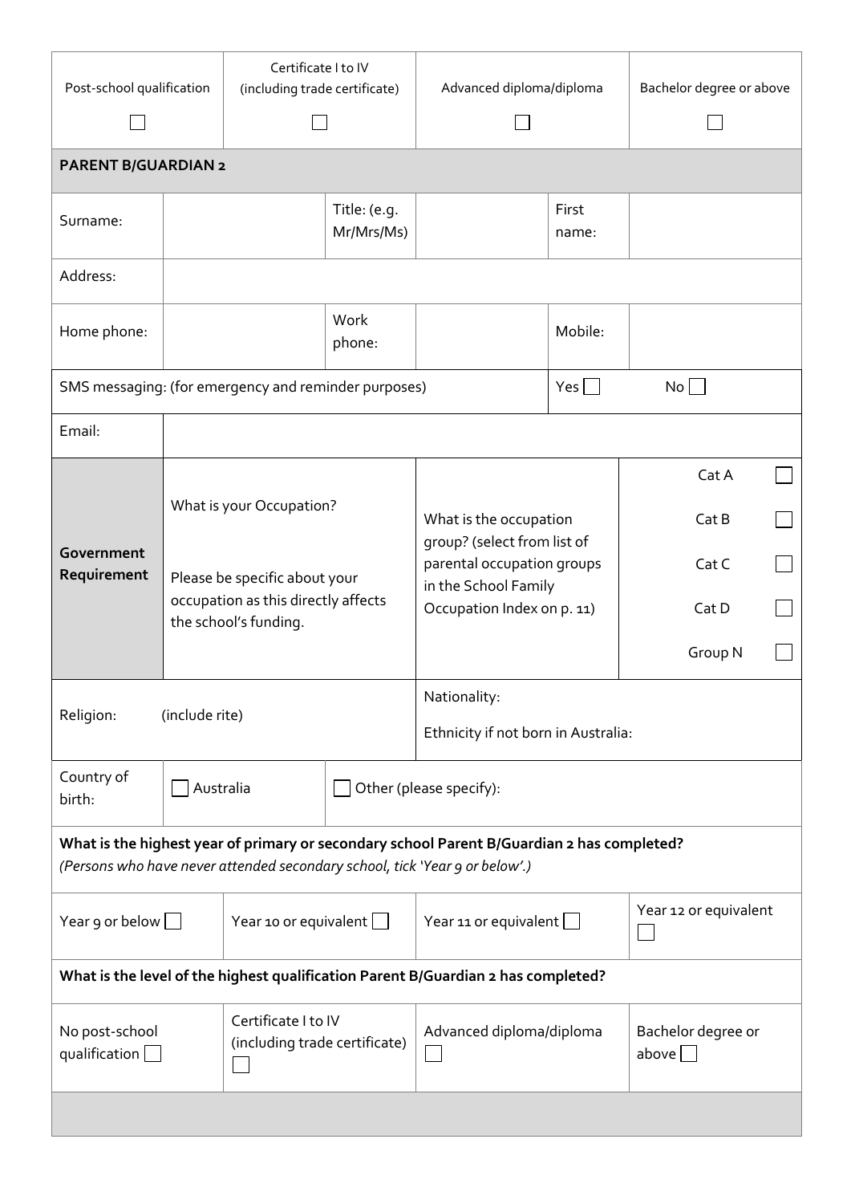| Post-school qualification | Certificate I to IV (including trade certificate) | Advanced diploma/diploma | Bachelor degree or above |
|---|---|---|---|
| ☐ | ☐ | ☐ | ☐ |

**PARENT B/GUARDIAN 2**

| Surname: | | Title: (e.g. Mr/Mrs/Ms) | | First name: | |
|---|---|---|---|---|---|
| Address: | | | | | |
| Home phone: | | Work phone: | | Mobile: | |
| SMS messaging: (for emergency and reminder purposes) | | | | Yes ☐ | No ☐ |
| Email: | | | | | |

| **Government Requirement** | What is your Occupation? Please be specific about your occupation as this directly affects the school's funding. | What is the occupation group? (select from list of parental occupation groups in the School Family Occupation Index on p. 11) | Cat A ☐<br>Cat B ☐<br>Cat C ☐<br>Cat D ☐<br>Group N ☐ |
|---|---|---|---|

| Religion: (include rite) | Nationality: Ethnicity if not born in Australia: |
|---|---|

| Country of birth: | ☐ Australia | ☐ Other (please specify): |
|---|---|---|

**What is the highest year of primary or secondary school Parent B/Guardian 2 has completed?**
*(Persons who have never attended secondary school, tick 'Year 9 or below'.)*

| Year 9 or below ☐ | Year 10 or equivalent ☐ | Year 11 or equivalent ☐ | Year 12 or equivalent ☐ |
|---|---|---|---|

**What is the level of the highest qualification Parent B/Guardian 2 has completed?**

| No post-school qualification ☐ | Certificate I to IV (including trade certificate) ☐ | Advanced diploma/diploma ☐ | Bachelor degree or above ☐ |
|---|---|---|---|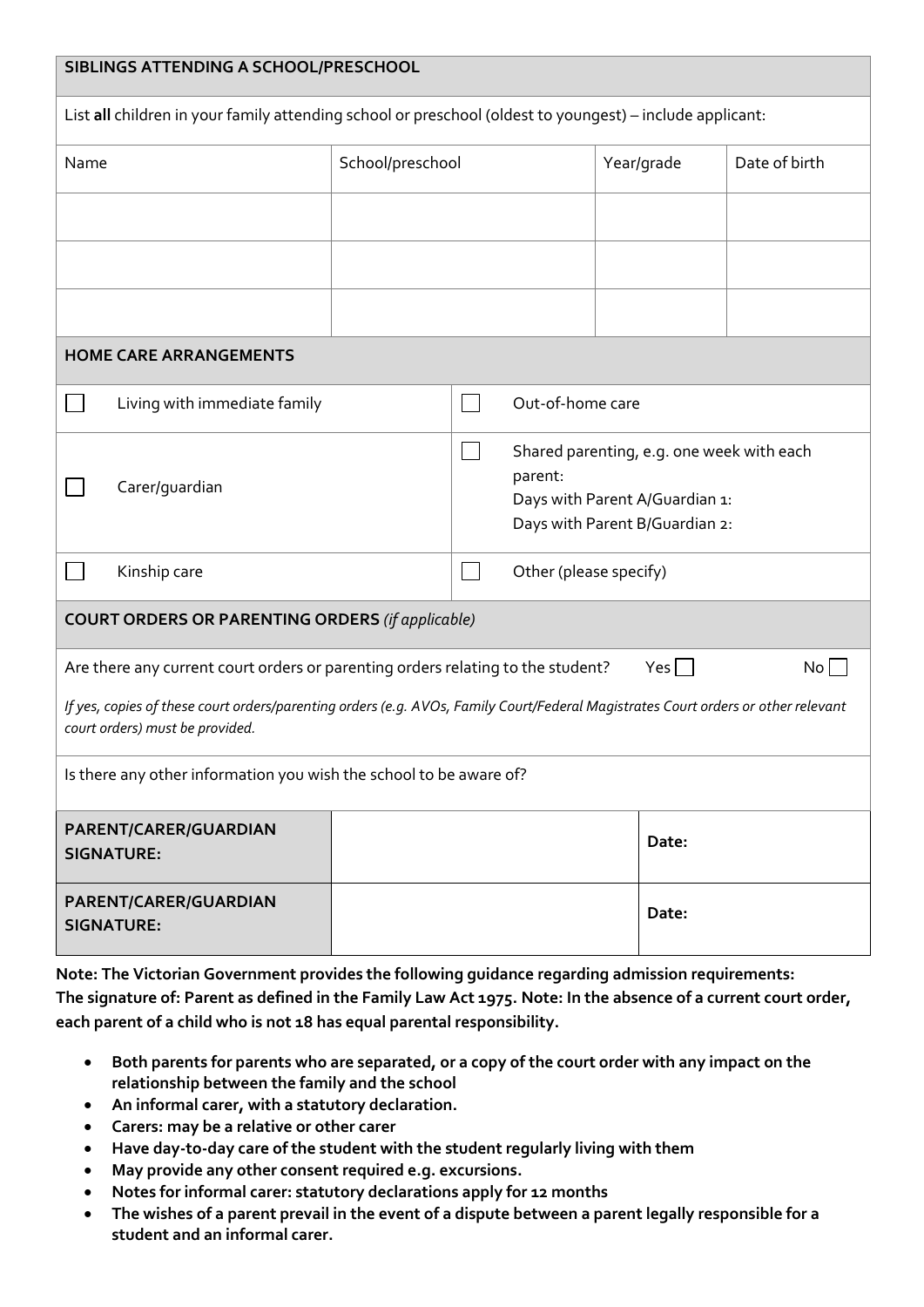## SIBLINGS ATTENDING A SCHOOL/PRESCHOOL

List **all** children in your family attending school or preschool (oldest to youngest) – include applicant:

| Name | School/preschool | Year/grade | Date of birth |
|---|---|---|---|
| | | | |
| | | | |
| | | | |

## HOME CARE ARRANGEMENTS

| | |
|---|---|
| ☐ Living with immediate family | ☐ Out-of-home care |
| ☐ Carer/guardian | ☐ Shared parenting, e.g. one week with each parent:<br>Days with Parent A/Guardian 1:<br>Days with Parent B/Guardian 2: |
| ☐ Kinship care | ☐ Other (please specify) |

## COURT ORDERS OR PARENTING ORDERS *(if applicable)*

Are there any current court orders or parenting orders relating to the student? Yes ☐ No ☐

*If yes, copies of these court orders/parenting orders (e.g. AVOs, Family Court/Federal Magistrates Court orders or other relevant court orders) must be provided.*

Is there any other information you wish the school to be aware of?

| | | | |
|---|---|---|---|
| **PARENT/CARER/GUARDIAN SIGNATURE:** | | **Date:** | |
| **PARENT/CARER/GUARDIAN SIGNATURE:** | | **Date:** | |

**Note: The Victorian Government provides the following guidance regarding admission requirements:**
**The signature of: Parent as defined in the Family Law Act 1975. Note: In the absence of a current court order, each parent of a child who is not 18 has equal parental responsibility.**

- **Both parents for parents who are separated, or a copy of the court order with any impact on the relationship between the family and the school**
- **An informal carer, with a statutory declaration.**
- **Carers: may be a relative or other carer**
- **Have day-to-day care of the student with the student regularly living with them**
- **May provide any other consent required e.g. excursions.**
- **Notes for informal carer: statutory declarations apply for 12 months**
- **The wishes of a parent prevail in the event of a dispute between a parent legally responsible for a student and an informal carer.**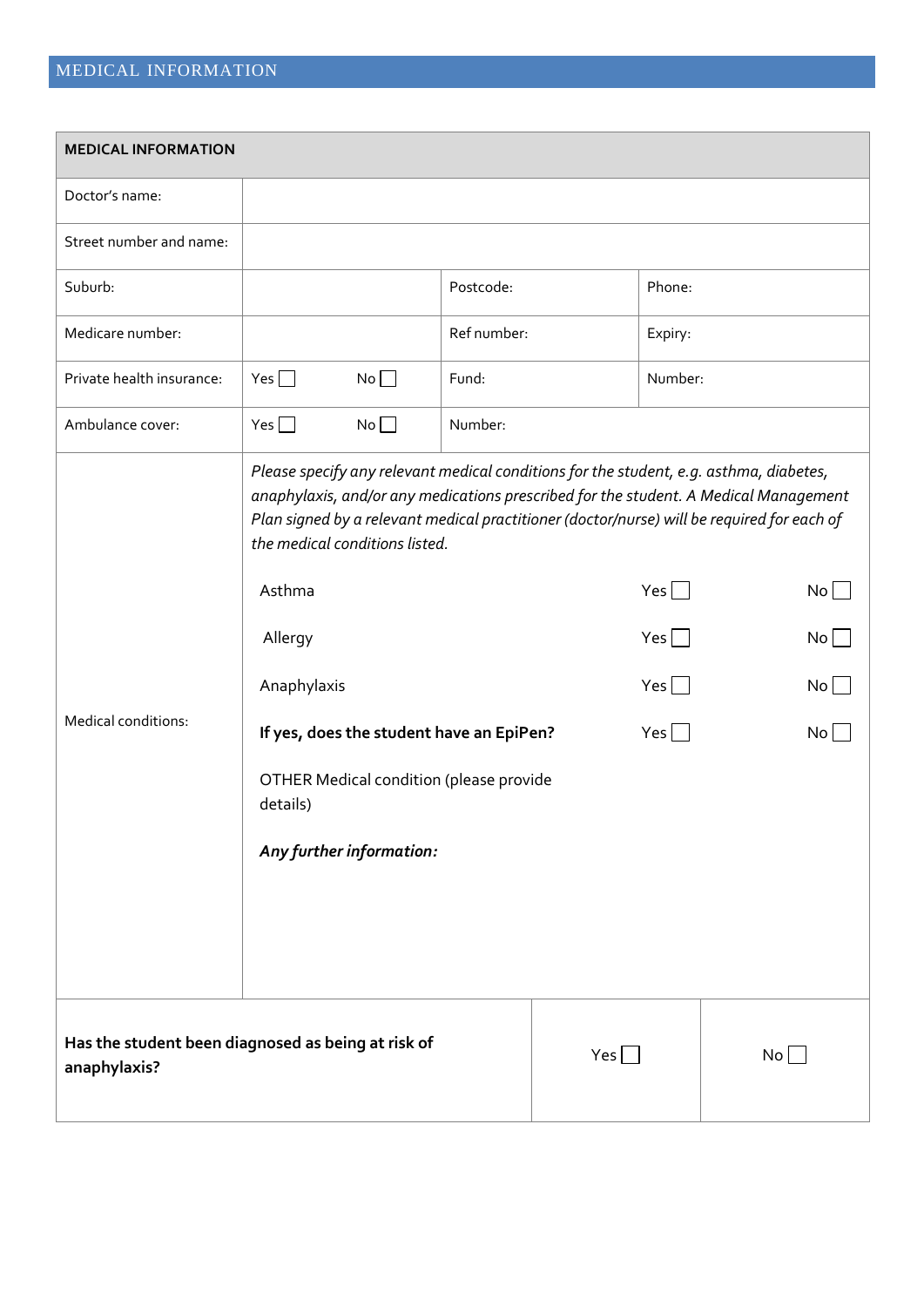## MEDICAL INFORMATION

| **MEDICAL INFORMATION** | | | |
|---|---|---|---|
| Doctor's name: | | | |
| Street number and name: | | | |
| Suburb: | | Postcode: | Phone: |
| Medicare number: | | Ref number: | Expiry: |
| Private health insurance: | Yes ☐ No ☐ | Fund: | Number: |
| Ambulance cover: | Yes ☐ No ☐ | Number: | |
| Medical conditions: | *Please specify any relevant medical conditions for the student, e.g. asthma, diabetes, anaphylaxis, and/or any medications prescribed for the student. A Medical Management Plan signed by a relevant medical practitioner (doctor/nurse) will be required for each of the medical conditions listed.*<br><br>Asthma Yes ☐ No ☐<br><br>Allergy Yes ☐ No ☐<br><br>Anaphylaxis Yes ☐ No ☐<br><br>**If yes, does the student have an EpiPen?** Yes ☐ No ☐<br><br>OTHER Medical condition (please provide details)<br><br>***Any further information:*** | | |

| **Has the student been diagnosed as being at risk of anaphylaxis?** | Yes ☐ | No ☐ |
|---|---|---|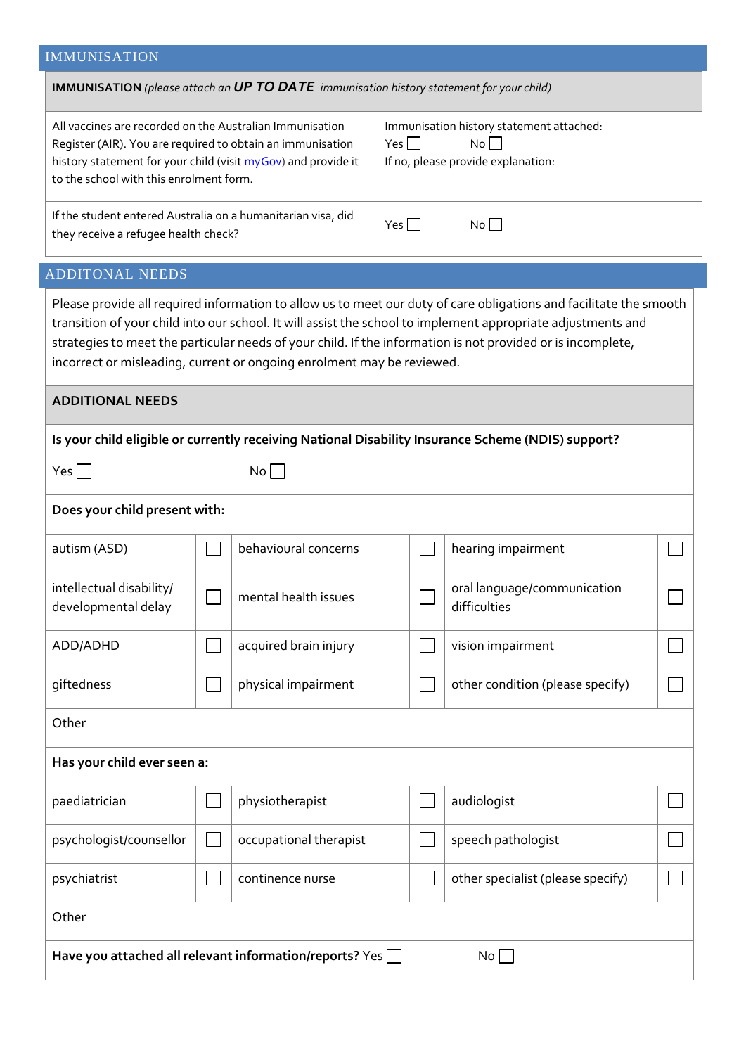## IMMUNISATION

**IMMUNISATION** *(please attach an* ***UP TO DATE*** *immunisation history statement for your child)*

| | |
|---|---|
| All vaccines are recorded on the Australian Immunisation Register (AIR). You are required to obtain an immunisation history statement for your child (visit myGov) and provide it to the school with this enrolment form. | Immunisation history statement attached:<br>Yes ☐ No ☐<br>If no, please provide explanation: |
| If the student entered Australia on a humanitarian visa, did they receive a refugee health check? | Yes ☐ No ☐ |

## ADDITONAL NEEDS

Please provide all required information to allow us to meet our duty of care obligations and facilitate the smooth transition of your child into our school. It will assist the school to implement appropriate adjustments and strategies to meet the particular needs of your child. If the information is not provided or is incomplete, incorrect or misleading, current or ongoing enrolment may be reviewed.

**ADDITIONAL NEEDS**

**Is your child eligible or currently receiving National Disability Insurance Scheme (NDIS) support?**

Yes ☐ No ☐

**Does your child present with:**

| | | | | | |
|---|---|---|---|---|---|
| autism (ASD) | ☐ | behavioural concerns | ☐ | hearing impairment | ☐ |
| intellectual disability/ developmental delay | ☐ | mental health issues | ☐ | oral language/communication difficulties | ☐ |
| ADD/ADHD | ☐ | acquired brain injury | ☐ | vision impairment | ☐ |
| giftedness | ☐ | physical impairment | ☐ | other condition (please specify) | ☐ |

Other

**Has your child ever seen a:**

| | | | | | |
|---|---|---|---|---|---|
| paediatrician | ☐ | physiotherapist | ☐ | audiologist | ☐ |
| psychologist/counsellor | ☐ | occupational therapist | ☐ | speech pathologist | ☐ |
| psychiatrist | ☐ | continence nurse | ☐ | other specialist (please specify) | ☐ |

Other

**Have you attached all relevant information/reports?** Yes ☐ No ☐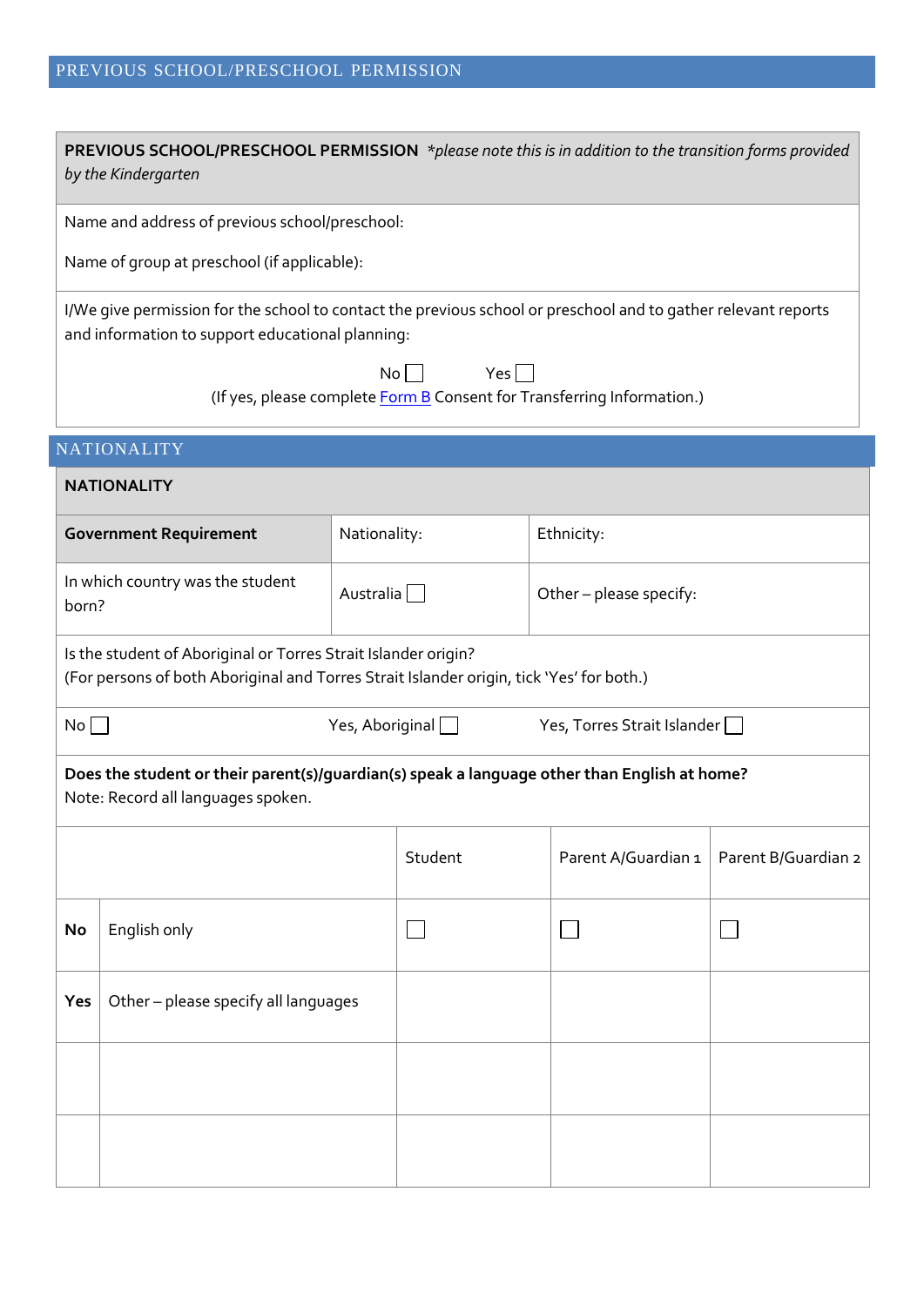## PREVIOUS SCHOOL/PRESCHOOL PERMISSION

**PREVIOUS SCHOOL/PRESCHOOL PERMISSION** *\*please note this is in addition to the transition forms provided by the Kindergarten*

Name and address of previous school/preschool:

Name of group at preschool (if applicable):

I/We give permission for the school to contact the previous school or preschool and to gather relevant reports and information to support educational planning:

No ☐ Yes ☐

(If yes, please complete Form B Consent for Transferring Information.)

## NATIONALITY

**NATIONALITY**

| **Government Requirement** | Nationality: | Ethnicity: |
|---|---|---|
| In which country was the student born? | Australia ☐ | Other – please specify: |

Is the student of Aboriginal or Torres Strait Islander origin?
(For persons of both Aboriginal and Torres Strait Islander origin, tick 'Yes' for both.)

No ☐ Yes, Aboriginal ☐ Yes, Torres Strait Islander ☐

**Does the student or their parent(s)/guardian(s) speak a language other than English at home?**
Note: Record all languages spoken.

| | | Student | Parent A/Guardian 1 | Parent B/Guardian 2 |
|---|---|---|---|---|
| **No** | English only | ☐ | ☐ | ☐ |
| **Yes** | Other – please specify all languages | | | |
| | | | | |
| | | | | |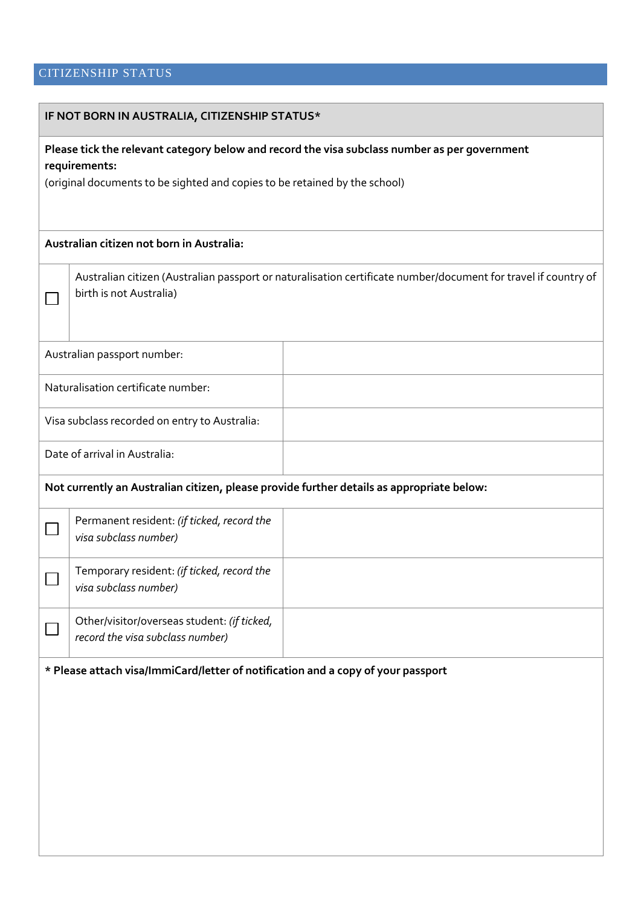## CITIZENSHIP STATUS

| IF NOT BORN IN AUSTRALIA, CITIZENSHIP STATUS* | | |
|---|---|---|
| **Please tick the relevant category below and record the visa subclass number as per government requirements:** (original documents to be sighted and copies to be retained by the school) | | |
| **Australian citizen not born in Australia:** | | |
| ☐ | Australian citizen (Australian passport or naturalisation certificate number/document for travel if country of birth is not Australia) | |
| Australian passport number: | | |
| Naturalisation certificate number: | | |
| Visa subclass recorded on entry to Australia: | | |
| Date of arrival in Australia: | | |
| **Not currently an Australian citizen, please provide further details as appropriate below:** | | |
| ☐ | Permanent resident: *(if ticked, record the visa subclass number)* | |
| ☐ | Temporary resident: *(if ticked, record the visa subclass number)* | |
| ☐ | Other/visitor/overseas student: *(if ticked, record the visa subclass number)* | |
| **\* Please attach visa/ImmiCard/letter of notification and a copy of your passport** | | |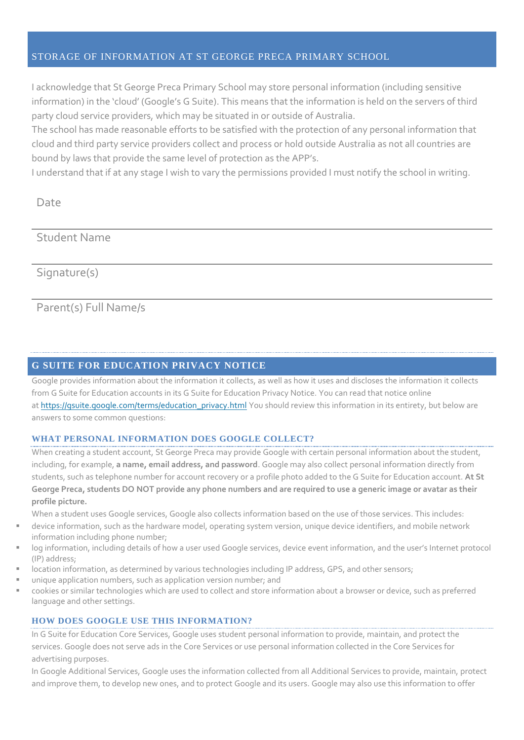## STORAGE OF INFORMATION AT ST GEORGE PRECA PRIMARY SCHOOL

I acknowledge that St George Preca Primary School may store personal information (including sensitive information) in the 'cloud' (Google's G Suite). This means that the information is held on the servers of third party cloud service providers, which may be situated in or outside of Australia.
The school has made reasonable efforts to be satisfied with the protection of any personal information that cloud and third party service providers collect and process or hold outside Australia as not all countries are bound by laws that provide the same level of protection as the APP's.
I understand that if at any stage I wish to vary the permissions provided I must notify the school in writing.

Date

---

Student Name

---

Signature(s)

---

Parent(s) Full Name/s

## G SUITE FOR EDUCATION PRIVACY NOTICE

Google provides information about the information it collects, as well as how it uses and discloses the information it collects from G Suite for Education accounts in its G Suite for Education Privacy Notice. You can read that notice online at https://gsuite.google.com/terms/education_privacy.html You should review this information in its entirety, but below are answers to some common questions:

### WHAT PERSONAL INFORMATION DOES GOOGLE COLLECT?

When creating a student account, St George Preca may provide Google with certain personal information about the student, including, for example, **a name, email address, and password**. Google may also collect personal information directly from students, such as telephone number for account recovery or a profile photo added to the G Suite for Education account. **At St George Preca, students DO NOT provide any phone numbers and are required to use a generic image or avatar as their profile picture.**

When a student uses Google services, Google also collects information based on the use of those services. This includes:

- device information, such as the hardware model, operating system version, unique device identifiers, and mobile network information including phone number;
- log information, including details of how a user used Google services, device event information, and the user's Internet protocol (IP) address;
- location information, as determined by various technologies including IP address, GPS, and other sensors;
- unique application numbers, such as application version number; and
- cookies or similar technologies which are used to collect and store information about a browser or device, such as preferred language and other settings.

### HOW DOES GOOGLE USE THIS INFORMATION?

In G Suite for Education Core Services, Google uses student personal information to provide, maintain, and protect the services. Google does not serve ads in the Core Services or use personal information collected in the Core Services for advertising purposes.

In Google Additional Services, Google uses the information collected from all Additional Services to provide, maintain, protect and improve them, to develop new ones, and to protect Google and its users. Google may also use this information to offer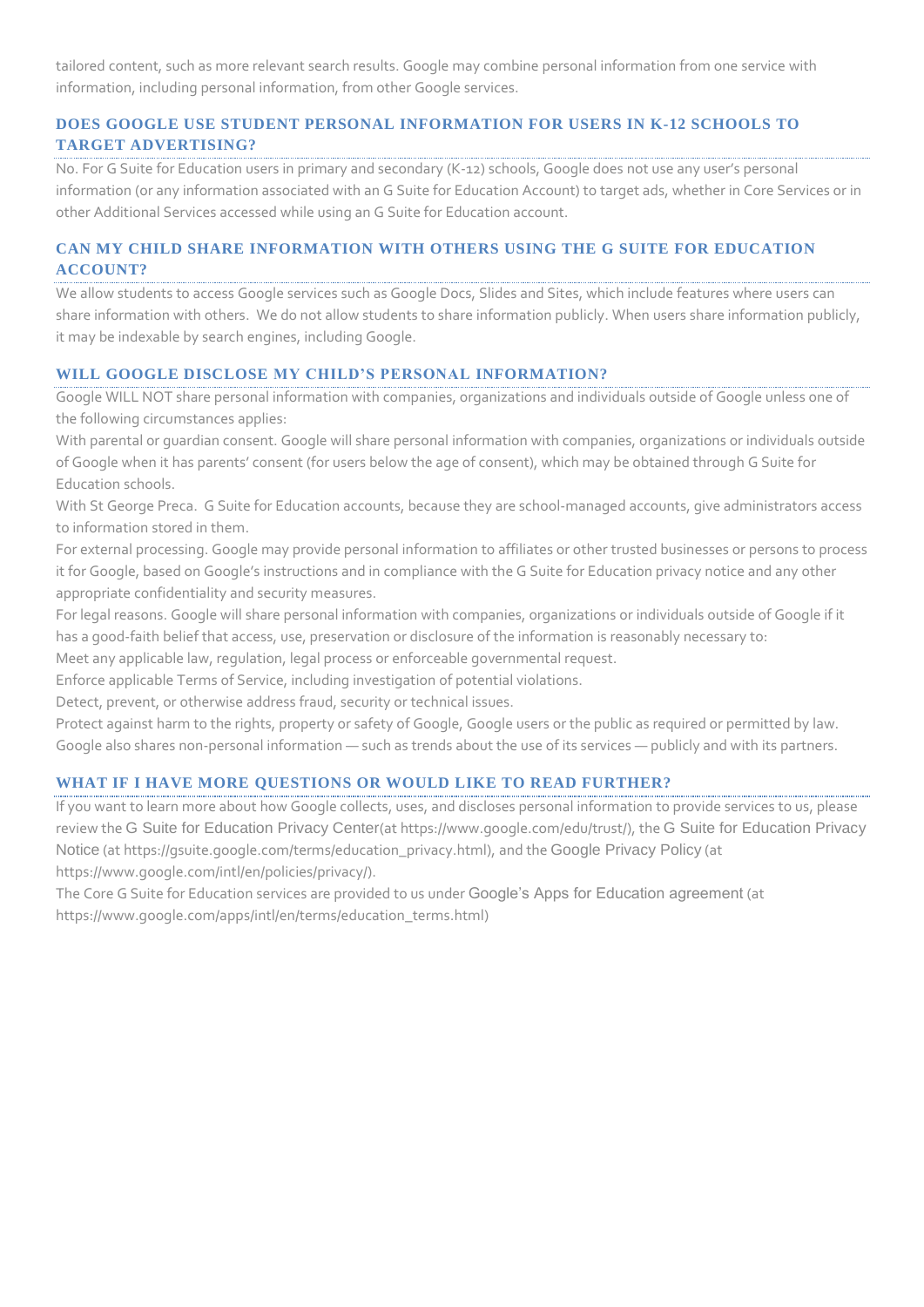tailored content, such as more relevant search results. Google may combine personal information from one service with information, including personal information, from other Google services.

### DOES GOOGLE USE STUDENT PERSONAL INFORMATION FOR USERS IN K-12 SCHOOLS TO TARGET ADVERTISING?

No. For G Suite for Education users in primary and secondary (K-12) schools, Google does not use any user's personal information (or any information associated with an G Suite for Education Account) to target ads, whether in Core Services or in other Additional Services accessed while using an G Suite for Education account.

### CAN MY CHILD SHARE INFORMATION WITH OTHERS USING THE G SUITE FOR EDUCATION ACCOUNT?

We allow students to access Google services such as Google Docs, Slides and Sites, which include features where users can share information with others. We do not allow students to share information publicly. When users share information publicly, it may be indexable by search engines, including Google.

### WILL GOOGLE DISCLOSE MY CHILD'S PERSONAL INFORMATION?

Google WILL NOT share personal information with companies, organizations and individuals outside of Google unless one of the following circumstances applies:

With parental or guardian consent. Google will share personal information with companies, organizations or individuals outside of Google when it has parents' consent (for users below the age of consent), which may be obtained through G Suite for Education schools.

With St George Preca. G Suite for Education accounts, because they are school-managed accounts, give administrators access to information stored in them.

For external processing. Google may provide personal information to affiliates or other trusted businesses or persons to process it for Google, based on Google's instructions and in compliance with the G Suite for Education privacy notice and any other appropriate confidentiality and security measures.

For legal reasons. Google will share personal information with companies, organizations or individuals outside of Google if it has a good-faith belief that access, use, preservation or disclosure of the information is reasonably necessary to:

Meet any applicable law, regulation, legal process or enforceable governmental request.

Enforce applicable Terms of Service, including investigation of potential violations.

Detect, prevent, or otherwise address fraud, security or technical issues.

Protect against harm to the rights, property or safety of Google, Google users or the public as required or permitted by law.

Google also shares non-personal information — such as trends about the use of its services — publicly and with its partners.

### WHAT IF I HAVE MORE QUESTIONS OR WOULD LIKE TO READ FURTHER?

If you want to learn more about how Google collects, uses, and discloses personal information to provide services to us, please review the G Suite for Education Privacy Center(at https://www.google.com/edu/trust/), the G Suite for Education Privacy Notice (at https://gsuite.google.com/terms/education_privacy.html), and the Google Privacy Policy (at https://www.google.com/intl/en/policies/privacy/).

The Core G Suite for Education services are provided to us under Google's Apps for Education agreement (at https://www.google.com/apps/intl/en/terms/education_terms.html)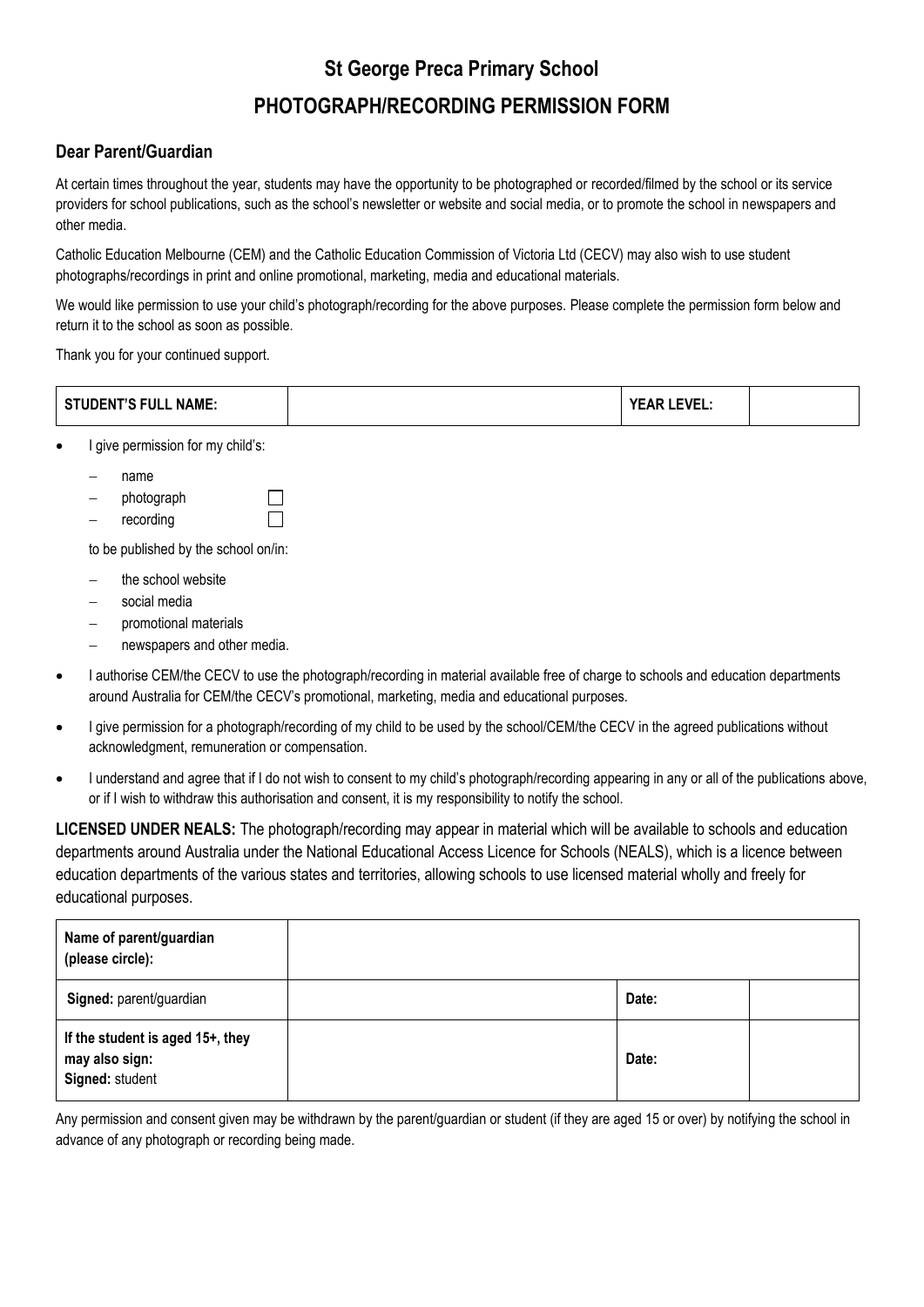# St George Preca Primary School

## PHOTOGRAPH/RECORDING PERMISSION FORM

### Dear Parent/Guardian

At certain times throughout the year, students may have the opportunity to be photographed or recorded/filmed by the school or its service providers for school publications, such as the school's newsletter or website and social media, or to promote the school in newspapers and other media.

Catholic Education Melbourne (CEM) and the Catholic Education Commission of Victoria Ltd (CECV) may also wish to use student photographs/recordings in print and online promotional, marketing, media and educational materials.

We would like permission to use your child's photograph/recording for the above purposes. Please complete the permission form below and return it to the school as soon as possible.

Thank you for your continued support.

| STUDENT'S FULL NAME: | | YEAR LEVEL: | |
|---|---|---|---|

- I give permission for my child's:
  - name
  - photograph ☐
  - recording ☐

  to be published by the school on/in:

  - the school website
  - social media
  - promotional materials
  - newspapers and other media.
- I authorise CEM/the CECV to use the photograph/recording in material available free of charge to schools and education departments around Australia for CEM/the CECV's promotional, marketing, media and educational purposes.
- I give permission for a photograph/recording of my child to be used by the school/CEM/the CECV in the agreed publications without acknowledgment, remuneration or compensation.
- I understand and agree that if I do not wish to consent to my child's photograph/recording appearing in any or all of the publications above, or if I wish to withdraw this authorisation and consent, it is my responsibility to notify the school.

**LICENSED UNDER NEALS:** The photograph/recording may appear in material which will be available to schools and education departments around Australia under the National Educational Access Licence for Schools (NEALS), which is a licence between education departments of the various states and territories, allowing schools to use licensed material wholly and freely for educational purposes.

| Name of parent/guardian (please circle): | | | |
|---|---|---|---|
| **Signed:** parent/guardian | | Date: | |
| **If the student is aged 15+, they may also sign: Signed:** student | | Date: | |

Any permission and consent given may be withdrawn by the parent/guardian or student (if they are aged 15 or over) by notifying the school in advance of any photograph or recording being made.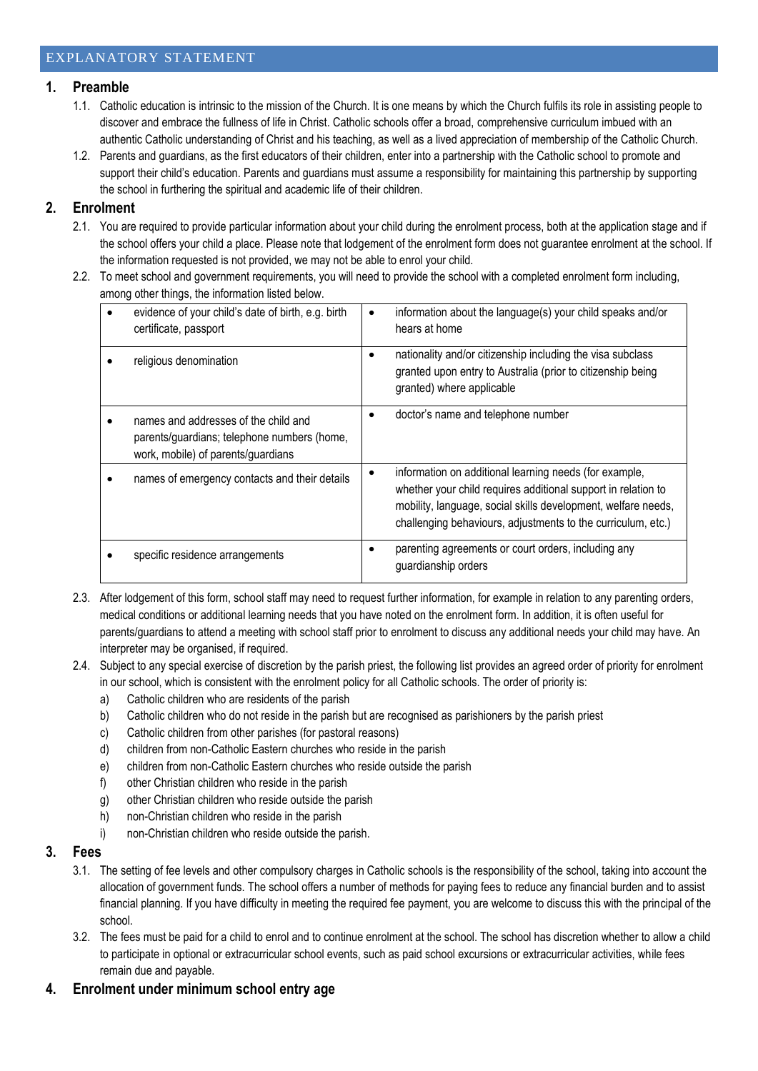## EXPLANATORY STATEMENT

### 1. Preamble

1.1. Catholic education is intrinsic to the mission of the Church. It is one means by which the Church fulfils its role in assisting people to discover and embrace the fullness of life in Christ. Catholic schools offer a broad, comprehensive curriculum imbued with an authentic Catholic understanding of Christ and his teaching, as well as a lived appreciation of membership of the Catholic Church.

1.2. Parents and guardians, as the first educators of their children, enter into a partnership with the Catholic school to promote and support their child's education. Parents and guardians must assume a responsibility for maintaining this partnership by supporting the school in furthering the spiritual and academic life of their children.

### 2. Enrolment

2.1. You are required to provide particular information about your child during the enrolment process, both at the application stage and if the school offers your child a place. Please note that lodgement of the enrolment form does not guarantee enrolment at the school. If the information requested is not provided, we may not be able to enrol your child.

2.2. To meet school and government requirements, you will need to provide the school with a completed enrolment form including, among other things, the information listed below.

| | |
|---|---|
| • evidence of your child's date of birth, e.g. birth certificate, passport | • information about the language(s) your child speaks and/or hears at home |
| • religious denomination | • nationality and/or citizenship including the visa subclass granted upon entry to Australia (prior to citizenship being granted) where applicable |
| • names and addresses of the child and parents/guardians; telephone numbers (home, work, mobile) of parents/guardians | • doctor's name and telephone number |
| • names of emergency contacts and their details | • information on additional learning needs (for example, whether your child requires additional support in relation to mobility, language, social skills development, welfare needs, challenging behaviours, adjustments to the curriculum, etc.) |
| • specific residence arrangements | • parenting agreements or court orders, including any guardianship orders |

2.3. After lodgement of this form, school staff may need to request further information, for example in relation to any parenting orders, medical conditions or additional learning needs that you have noted on the enrolment form. In addition, it is often useful for parents/guardians to attend a meeting with school staff prior to enrolment to discuss any additional needs your child may have. An interpreter may be organised, if required.

2.4. Subject to any special exercise of discretion by the parish priest, the following list provides an agreed order of priority for enrolment in our school, which is consistent with the enrolment policy for all Catholic schools. The order of priority is:

a) Catholic children who are residents of the parish
b) Catholic children who do not reside in the parish but are recognised as parishioners by the parish priest
c) Catholic children from other parishes (for pastoral reasons)
d) children from non-Catholic Eastern churches who reside in the parish
e) children from non-Catholic Eastern churches who reside outside the parish
f) other Christian children who reside in the parish
g) other Christian children who reside outside the parish
h) non-Christian children who reside in the parish
i) non-Christian children who reside outside the parish.

### 3. Fees

3.1. The setting of fee levels and other compulsory charges in Catholic schools is the responsibility of the school, taking into account the allocation of government funds. The school offers a number of methods for paying fees to reduce any financial burden and to assist financial planning. If you have difficulty in meeting the required fee payment, you are welcome to discuss this with the principal of the school.

3.2. The fees must be paid for a child to enrol and to continue enrolment at the school. The school has discretion whether to allow a child to participate in optional or extracurricular school events, such as paid school excursions or extracurricular activities, while fees remain due and payable.

### 4. Enrolment under minimum school entry age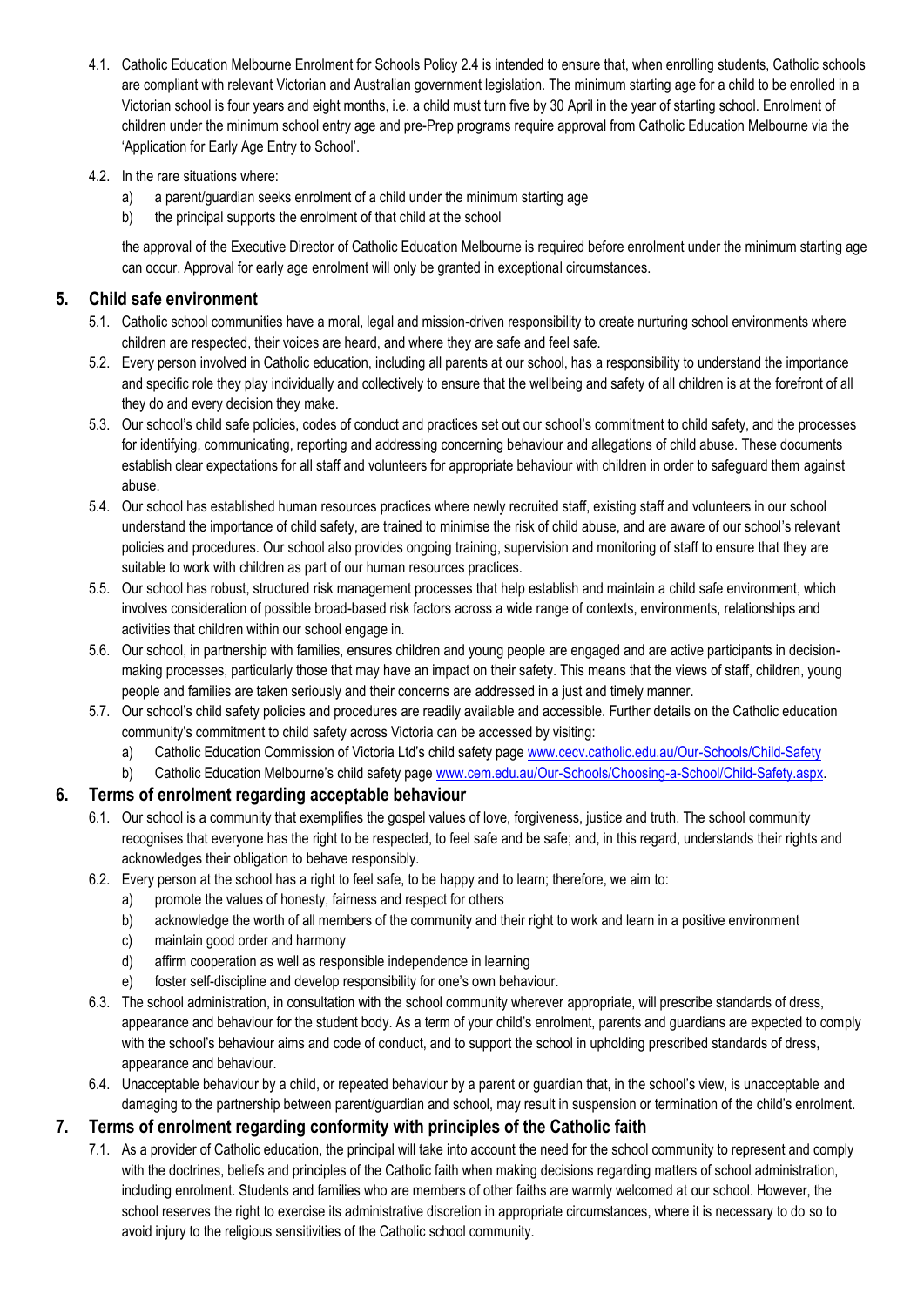4.1. Catholic Education Melbourne Enrolment for Schools Policy 2.4 is intended to ensure that, when enrolling students, Catholic schools are compliant with relevant Victorian and Australian government legislation. The minimum starting age for a child to be enrolled in a Victorian school is four years and eight months, i.e. a child must turn five by 30 April in the year of starting school. Enrolment of children under the minimum school entry age and pre-Prep programs require approval from Catholic Education Melbourne via the 'Application for Early Age Entry to School'.

4.2. In the rare situations where:

a) a parent/guardian seeks enrolment of a child under the minimum starting age

b) the principal supports the enrolment of that child at the school

the approval of the Executive Director of Catholic Education Melbourne is required before enrolment under the minimum starting age can occur. Approval for early age enrolment will only be granted in exceptional circumstances.

## 5. Child safe environment

5.1. Catholic school communities have a moral, legal and mission-driven responsibility to create nurturing school environments where children are respected, their voices are heard, and where they are safe and feel safe.

5.2. Every person involved in Catholic education, including all parents at our school, has a responsibility to understand the importance and specific role they play individually and collectively to ensure that the wellbeing and safety of all children is at the forefront of all they do and every decision they make.

5.3. Our school's child safe policies, codes of conduct and practices set out our school's commitment to child safety, and the processes for identifying, communicating, reporting and addressing concerning behaviour and allegations of child abuse. These documents establish clear expectations for all staff and volunteers for appropriate behaviour with children in order to safeguard them against abuse.

5.4. Our school has established human resources practices where newly recruited staff, existing staff and volunteers in our school understand the importance of child safety, are trained to minimise the risk of child abuse, and are aware of our school's relevant policies and procedures. Our school also provides ongoing training, supervision and monitoring of staff to ensure that they are suitable to work with children as part of our human resources practices.

5.5. Our school has robust, structured risk management processes that help establish and maintain a child safe environment, which involves consideration of possible broad-based risk factors across a wide range of contexts, environments, relationships and activities that children within our school engage in.

5.6. Our school, in partnership with families, ensures children and young people are engaged and are active participants in decision-making processes, particularly those that may have an impact on their safety. This means that the views of staff, children, young people and families are taken seriously and their concerns are addressed in a just and timely manner.

5.7. Our school's child safety policies and procedures are readily available and accessible. Further details on the Catholic education community's commitment to child safety across Victoria can be accessed by visiting:

a) Catholic Education Commission of Victoria Ltd's child safety page www.cecv.catholic.edu.au/Our-Schools/Child-Safety

b) Catholic Education Melbourne's child safety page www.cem.edu.au/Our-Schools/Choosing-a-School/Child-Safety.aspx.

## 6. Terms of enrolment regarding acceptable behaviour

6.1. Our school is a community that exemplifies the gospel values of love, forgiveness, justice and truth. The school community recognises that everyone has the right to be respected, to feel safe and be safe; and, in this regard, understands their rights and acknowledges their obligation to behave responsibly.

6.2. Every person at the school has a right to feel safe, to be happy and to learn; therefore, we aim to:

a) promote the values of honesty, fairness and respect for others

b) acknowledge the worth of all members of the community and their right to work and learn in a positive environment

c) maintain good order and harmony

d) affirm cooperation as well as responsible independence in learning

e) foster self-discipline and develop responsibility for one's own behaviour.

6.3. The school administration, in consultation with the school community wherever appropriate, will prescribe standards of dress, appearance and behaviour for the student body. As a term of your child's enrolment, parents and guardians are expected to comply with the school's behaviour aims and code of conduct, and to support the school in upholding prescribed standards of dress, appearance and behaviour.

6.4. Unacceptable behaviour by a child, or repeated behaviour by a parent or guardian that, in the school's view, is unacceptable and damaging to the partnership between parent/guardian and school, may result in suspension or termination of the child's enrolment.

## 7. Terms of enrolment regarding conformity with principles of the Catholic faith

7.1. As a provider of Catholic education, the principal will take into account the need for the school community to represent and comply with the doctrines, beliefs and principles of the Catholic faith when making decisions regarding matters of school administration, including enrolment. Students and families who are members of other faiths are warmly welcomed at our school. However, the school reserves the right to exercise its administrative discretion in appropriate circumstances, where it is necessary to do so to avoid injury to the religious sensitivities of the Catholic school community.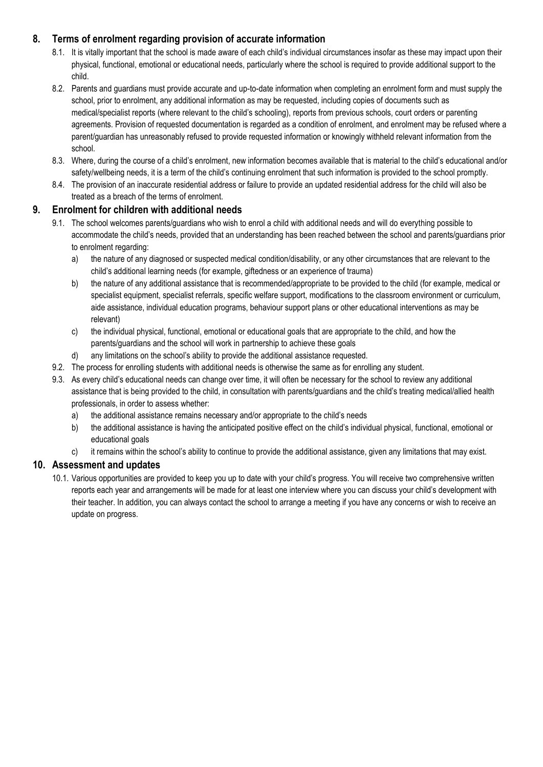## 8. Terms of enrolment regarding provision of accurate information

8.1. It is vitally important that the school is made aware of each child's individual circumstances insofar as these may impact upon their physical, functional, emotional or educational needs, particularly where the school is required to provide additional support to the child.

8.2. Parents and guardians must provide accurate and up-to-date information when completing an enrolment form and must supply the school, prior to enrolment, any additional information as may be requested, including copies of documents such as medical/specialist reports (where relevant to the child's schooling), reports from previous schools, court orders or parenting agreements. Provision of requested documentation is regarded as a condition of enrolment, and enrolment may be refused where a parent/guardian has unreasonably refused to provide requested information or knowingly withheld relevant information from the school.

8.3. Where, during the course of a child's enrolment, new information becomes available that is material to the child's educational and/or safety/wellbeing needs, it is a term of the child's continuing enrolment that such information is provided to the school promptly.

8.4. The provision of an inaccurate residential address or failure to provide an updated residential address for the child will also be treated as a breach of the terms of enrolment.

## 9. Enrolment for children with additional needs

9.1. The school welcomes parents/guardians who wish to enrol a child with additional needs and will do everything possible to accommodate the child's needs, provided that an understanding has been reached between the school and parents/guardians prior to enrolment regarding:

a) the nature of any diagnosed or suspected medical condition/disability, or any other circumstances that are relevant to the child's additional learning needs (for example, giftedness or an experience of trauma)

b) the nature of any additional assistance that is recommended/appropriate to be provided to the child (for example, medical or specialist equipment, specialist referrals, specific welfare support, modifications to the classroom environment or curriculum, aide assistance, individual education programs, behaviour support plans or other educational interventions as may be relevant)

c) the individual physical, functional, emotional or educational goals that are appropriate to the child, and how the parents/guardians and the school will work in partnership to achieve these goals

d) any limitations on the school's ability to provide the additional assistance requested.

9.2. The process for enrolling students with additional needs is otherwise the same as for enrolling any student.

9.3. As every child's educational needs can change over time, it will often be necessary for the school to review any additional assistance that is being provided to the child, in consultation with parents/guardians and the child's treating medical/allied health professionals, in order to assess whether:

a) the additional assistance remains necessary and/or appropriate to the child's needs

b) the additional assistance is having the anticipated positive effect on the child's individual physical, functional, emotional or educational goals

c) it remains within the school's ability to continue to provide the additional assistance, given any limitations that may exist.

## 10. Assessment and updates

10.1. Various opportunities are provided to keep you up to date with your child's progress. You will receive two comprehensive written reports each year and arrangements will be made for at least one interview where you can discuss your child's development with their teacher. In addition, you can always contact the school to arrange a meeting if you have any concerns or wish to receive an update on progress.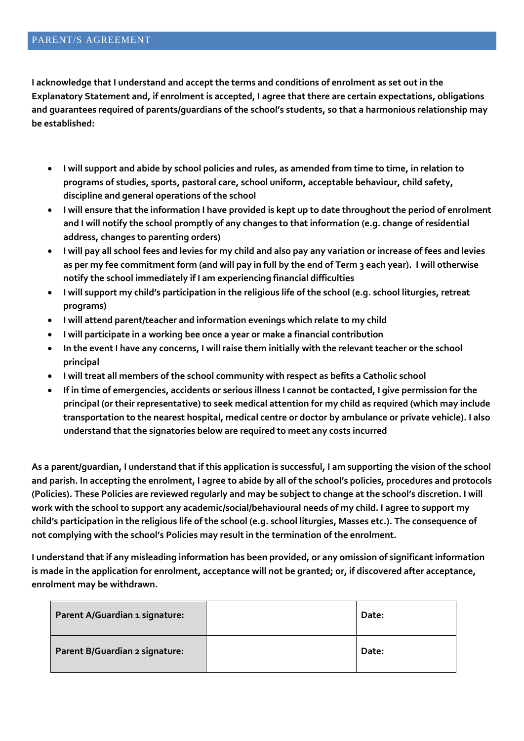## PARENT/S AGREEMENT

**I acknowledge that I understand and accept the terms and conditions of enrolment as set out in the Explanatory Statement and, if enrolment is accepted, I agree that there are certain expectations, obligations and guarantees required of parents/guardians of the school's students, so that a harmonious relationship may be established:**

- **I will support and abide by school policies and rules, as amended from time to time, in relation to programs of studies, sports, pastoral care, school uniform, acceptable behaviour, child safety, discipline and general operations of the school**
- **I will ensure that the information I have provided is kept up to date throughout the period of enrolment and I will notify the school promptly of any changes to that information (e.g. change of residential address, changes to parenting orders)**
- **I will pay all school fees and levies for my child and also pay any variation or increase of fees and levies as per my fee commitment form (and will pay in full by the end of Term 3 each year). I will otherwise notify the school immediately if I am experiencing financial difficulties**
- **I will support my child's participation in the religious life of the school (e.g. school liturgies, retreat programs)**
- **I will attend parent/teacher and information evenings which relate to my child**
- **I will participate in a working bee once a year or make a financial contribution**
- **In the event I have any concerns, I will raise them initially with the relevant teacher or the school principal**
- **I will treat all members of the school community with respect as befits a Catholic school**
- **If in time of emergencies, accidents or serious illness I cannot be contacted, I give permission for the principal (or their representative) to seek medical attention for my child as required (which may include transportation to the nearest hospital, medical centre or doctor by ambulance or private vehicle). I also understand that the signatories below are required to meet any costs incurred**

**As a parent/guardian, I understand that if this application is successful, I am supporting the vision of the school and parish. In accepting the enrolment, I agree to abide by all of the school's policies, procedures and protocols (Policies). These Policies are reviewed regularly and may be subject to change at the school's discretion. I will work with the school to support any academic/social/behavioural needs of my child. I agree to support my child's participation in the religious life of the school (e.g. school liturgies, Masses etc.). The consequence of not complying with the school's Policies may result in the termination of the enrolment.**

**I understand that if any misleading information has been provided, or any omission of significant information is made in the application for enrolment, acceptance will not be granted; or, if discovered after acceptance, enrolment may be withdrawn.**

| **Parent A/Guardian 1 signature:** | | **Date:** |
|---|---|---|
| **Parent B/Guardian 2 signature:** | | **Date:** |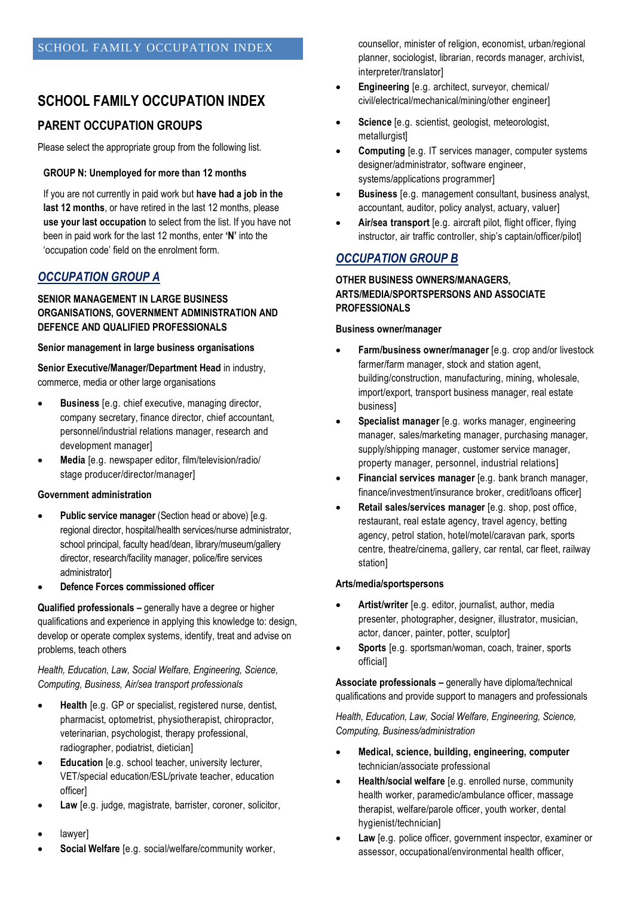SCHOOL FAMILY OCCUPATION INDEX

# SCHOOL FAMILY OCCUPATION INDEX

## PARENT OCCUPATION GROUPS

Please select the appropriate group from the following list.

**GROUP N: Unemployed for more than 12 months**

If you are not currently in paid work but **have had a job in the last 12 months**, or have retired in the last 12 months, please **use your last occupation** to select from the list. If you have not been in paid work for the last 12 months, enter **'N'** into the 'occupation code' field on the enrolment form.

## *OCCUPATION GROUP A*

**SENIOR MANAGEMENT IN LARGE BUSINESS ORGANISATIONS, GOVERNMENT ADMINISTRATION AND DEFENCE AND QUALIFIED PROFESSIONALS**

**Senior management in large business organisations**

**Senior Executive/Manager/Department Head** in industry, commerce, media or other large organisations

- **Business** [e.g. chief executive, managing director, company secretary, finance director, chief accountant, personnel/industrial relations manager, research and development manager]
- **Media** [e.g. newspaper editor, film/television/radio/ stage producer/director/manager]

**Government administration**

- **Public service manager** (Section head or above) [e.g. regional director, hospital/health services/nurse administrator, school principal, faculty head/dean, library/museum/gallery director, research/facility manager, police/fire services administrator]
- **Defence Forces commissioned officer**

**Qualified professionals –** generally have a degree or higher qualifications and experience in applying this knowledge to: design, develop or operate complex systems, identify, treat and advise on problems, teach others

*Health, Education, Law, Social Welfare, Engineering, Science, Computing, Business, Air/sea transport professionals*

- **Health** [e.g. GP or specialist, registered nurse, dentist, pharmacist, optometrist, physiotherapist, chiropractor, veterinarian, psychologist, therapy professional, radiographer, podiatrist, dietician]
- **Education** [e.g. school teacher, university lecturer, VET/special education/ESL/private teacher, education officer]
- **Law** [e.g. judge, magistrate, barrister, coroner, solicitor,
- lawyer]
- **Social Welfare** [e.g. social/welfare/community worker, counsellor, minister of religion, economist, urban/regional planner, sociologist, librarian, records manager, archivist, interpreter/translator]
- **Engineering** [e.g. architect, surveyor, chemical/ civil/electrical/mechanical/mining/other engineer]
- **Science** [e.g. scientist, geologist, meteorologist, metallurgist]
- **Computing** [e.g. IT services manager, computer systems designer/administrator, software engineer, systems/applications programmer]
- **Business** [e.g. management consultant, business analyst, accountant, auditor, policy analyst, actuary, valuer]
- **Air/sea transport** [e.g. aircraft pilot, flight officer, flying instructor, air traffic controller, ship's captain/officer/pilot]

## *OCCUPATION GROUP B*

**OTHER BUSINESS OWNERS/MANAGERS, ARTS/MEDIA/SPORTSPERSONS AND ASSOCIATE PROFESSIONALS**

**Business owner/manager**

- **Farm/business owner/manager** [e.g. crop and/or livestock farmer/farm manager, stock and station agent, building/construction, manufacturing, mining, wholesale, import/export, transport business manager, real estate business]
- **Specialist manager** [e.g. works manager, engineering manager, sales/marketing manager, purchasing manager, supply/shipping manager, customer service manager, property manager, personnel, industrial relations]
- **Financial services manager** [e.g. bank branch manager, finance/investment/insurance broker, credit/loans officer]
- **Retail sales/services manager** [e.g. shop, post office, restaurant, real estate agency, travel agency, betting agency, petrol station, hotel/motel/caravan park, sports centre, theatre/cinema, gallery, car rental, car fleet, railway station]

**Arts/media/sportspersons**

- **Artist/writer** [e.g. editor, journalist, author, media presenter, photographer, designer, illustrator, musician, actor, dancer, painter, potter, sculptor]
- **Sports** [e.g. sportsman/woman, coach, trainer, sports official]

**Associate professionals –** generally have diploma/technical qualifications and provide support to managers and professionals

*Health, Education, Law, Social Welfare, Engineering, Science, Computing, Business/administration*

- **Medical, science, building, engineering, computer** technician/associate professional
- **Health/social welfare** [e.g. enrolled nurse, community health worker, paramedic/ambulance officer, massage therapist, welfare/parole officer, youth worker, dental hygienist/technician]
- **Law** [e.g. police officer, government inspector, examiner or assessor, occupational/environmental health officer,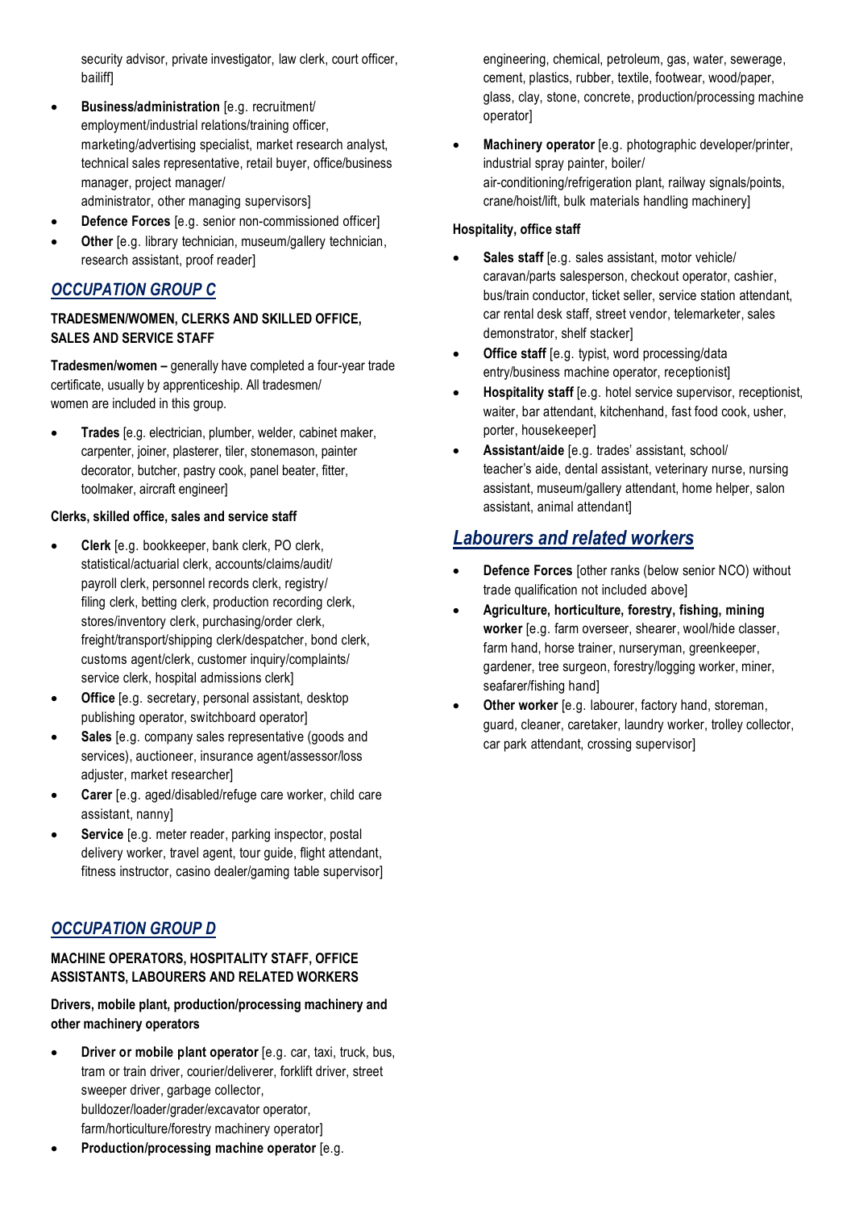security advisor, private investigator, law clerk, court officer, bailiff]

- **Business/administration** [e.g. recruitment/ employment/industrial relations/training officer, marketing/advertising specialist, market research analyst, technical sales representative, retail buyer, office/business manager, project manager/ administrator, other managing supervisors]
- **Defence Forces** [e.g. senior non-commissioned officer]
- **Other** [e.g. library technician, museum/gallery technician, research assistant, proof reader]

## *OCCUPATION GROUP C*

**TRADESMEN/WOMEN, CLERKS AND SKILLED OFFICE, SALES AND SERVICE STAFF**

**Tradesmen/women –** generally have completed a four-year trade certificate, usually by apprenticeship. All tradesmen/ women are included in this group.

- **Trades** [e.g. electrician, plumber, welder, cabinet maker, carpenter, joiner, plasterer, tiler, stonemason, painter decorator, butcher, pastry cook, panel beater, fitter, toolmaker, aircraft engineer]

**Clerks, skilled office, sales and service staff**

- **Clerk** [e.g. bookkeeper, bank clerk, PO clerk, statistical/actuarial clerk, accounts/claims/audit/ payroll clerk, personnel records clerk, registry/ filing clerk, betting clerk, production recording clerk, stores/inventory clerk, purchasing/order clerk, freight/transport/shipping clerk/despatcher, bond clerk, customs agent/clerk, customer inquiry/complaints/ service clerk, hospital admissions clerk]
- **Office** [e.g. secretary, personal assistant, desktop publishing operator, switchboard operator]
- **Sales** [e.g. company sales representative (goods and services), auctioneer, insurance agent/assessor/loss adjuster, market researcher]
- **Carer** [e.g. aged/disabled/refuge care worker, child care assistant, nanny]
- **Service** [e.g. meter reader, parking inspector, postal delivery worker, travel agent, tour guide, flight attendant, fitness instructor, casino dealer/gaming table supervisor]

## *OCCUPATION GROUP D*

**MACHINE OPERATORS, HOSPITALITY STAFF, OFFICE ASSISTANTS, LABOURERS AND RELATED WORKERS**

**Drivers, mobile plant, production/processing machinery and other machinery operators**

- **Driver or mobile plant operator** [e.g. car, taxi, truck, bus, tram or train driver, courier/deliverer, forklift driver, street sweeper driver, garbage collector, bulldozer/loader/grader/excavator operator, farm/horticulture/forestry machinery operator]
- **Production/processing machine operator** [e.g. engineering, chemical, petroleum, gas, water, sewerage, cement, plastics, rubber, textile, footwear, wood/paper, glass, clay, stone, concrete, production/processing machine operator]
- **Machinery operator** [e.g. photographic developer/printer, industrial spray painter, boiler/ air-conditioning/refrigeration plant, railway signals/points, crane/hoist/lift, bulk materials handling machinery]

**Hospitality, office staff**

- **Sales staff** [e.g. sales assistant, motor vehicle/ caravan/parts salesperson, checkout operator, cashier, bus/train conductor, ticket seller, service station attendant, car rental desk staff, street vendor, telemarketer, sales demonstrator, shelf stacker]
- **Office staff** [e.g. typist, word processing/data entry/business machine operator, receptionist]
- **Hospitality staff** [e.g. hotel service supervisor, receptionist, waiter, bar attendant, kitchenhand, fast food cook, usher, porter, housekeeper]
- **Assistant/aide** [e.g. trades' assistant, school/ teacher's aide, dental assistant, veterinary nurse, nursing assistant, museum/gallery attendant, home helper, salon assistant, animal attendant]

## *Labourers and related workers*

- **Defence Forces** [other ranks (below senior NCO) without trade qualification not included above]
- **Agriculture, horticulture, forestry, fishing, mining worker** [e.g. farm overseer, shearer, wool/hide classer, farm hand, horse trainer, nurseryman, greenkeeper, gardener, tree surgeon, forestry/logging worker, miner, seafarer/fishing hand]
- **Other worker** [e.g. labourer, factory hand, storeman, guard, cleaner, caretaker, laundry worker, trolley collector, car park attendant, crossing supervisor]